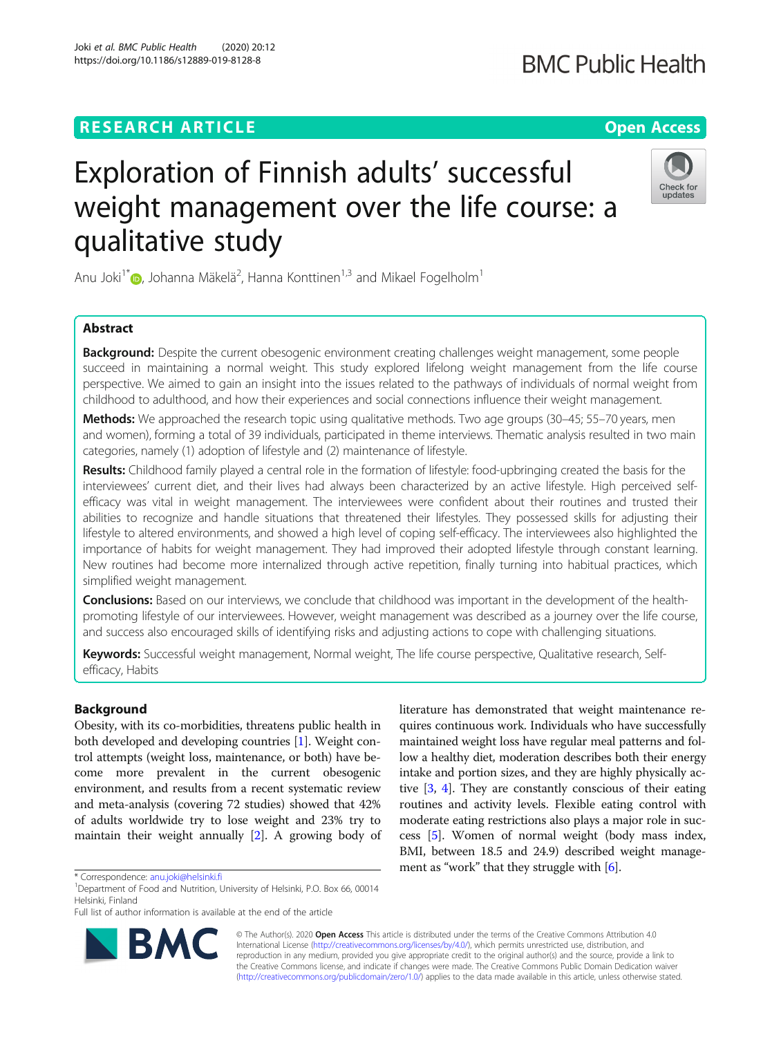**RESEARCH ARTICLE** **Open Access**

# Exploration of Finnish adults' successful weight management over the life course: a qualitative study

Anu Joki[1*], Johanna Mäkelä[2], Hanna Konttinen[1,3] and Mikael Fogelholm[1]

## Abstract

**Background:** Despite the current obesogenic environment creating challenges weight management, some people succeed in maintaining a normal weight. This study explored lifelong weight management from the life course perspective. We aimed to gain an insight into the issues related to the pathways of individuals of normal weight from childhood to adulthood, and how their experiences and social connections influence their weight management.

**Methods:** We approached the research topic using qualitative methods. Two age groups (30–45; 55–70 years, men and women), forming a total of 39 individuals, participated in theme interviews. Thematic analysis resulted in two main categories, namely (1) adoption of lifestyle and (2) maintenance of lifestyle.

**Results:** Childhood family played a central role in the formation of lifestyle: food-upbringing created the basis for the interviewees' current diet, and their lives had always been characterized by an active lifestyle. High perceived self-efficacy was vital in weight management. The interviewees were confident about their routines and trusted their abilities to recognize and handle situations that threatened their lifestyles. They possessed skills for adjusting their lifestyle to altered environments, and showed a high level of coping self-efficacy. The interviewees also highlighted the importance of habits for weight management. They had improved their adopted lifestyle through constant learning. New routines had become more internalized through active repetition, finally turning into habitual practices, which simplified weight management.

**Conclusions:** Based on our interviews, we conclude that childhood was important in the development of the health-promoting lifestyle of our interviewees. However, weight management was described as a journey over the life course, and success also encouraged skills of identifying risks and adjusting actions to cope with challenging situations.

**Keywords:** Successful weight management, Normal weight, The life course perspective, Qualitative research, Self-efficacy, Habits

## Background

Obesity, with its co-morbidities, threatens public health in both developed and developing countries [1]. Weight control attempts (weight loss, maintenance, or both) have become more prevalent in the current obesogenic environment, and results from a recent systematic review and meta-analysis (covering 72 studies) showed that 42% of adults worldwide try to lose weight and 23% try to maintain their weight annually [2]. A growing body of literature has demonstrated that weight maintenance requires continuous work. Individuals who have successfully maintained weight loss have regular meal patterns and follow a healthy diet, moderation describes both their energy intake and portion sizes, and they are highly physically active [3, 4]. They are constantly conscious of their eating routines and activity levels. Flexible eating control with moderate eating restrictions also plays a major role in success [5]. Women of normal weight (body mass index, BMI, between 18.5 and 24.9) described weight management as "work" that they struggle with [6].

\* Correspondence: anu.joki@helsinki.fi

[1]Department of Food and Nutrition, University of Helsinki, P.O. Box 66, 00014 Helsinki, Finland

Full list of author information is available at the end of the article

© The Author(s). 2020 **Open Access** This article is distributed under the terms of the Creative Commons Attribution 4.0 International License (http://creativecommons.org/licenses/by/4.0/), which permits unrestricted use, distribution, and reproduction in any medium, provided you give appropriate credit to the original author(s) and the source, provide a link to the Creative Commons license, and indicate if changes were made. The Creative Commons Public Domain Dedication waiver (http://creativecommons.org/publicdomain/zero/1.0/) applies to the data made available in this article, unless otherwise stated.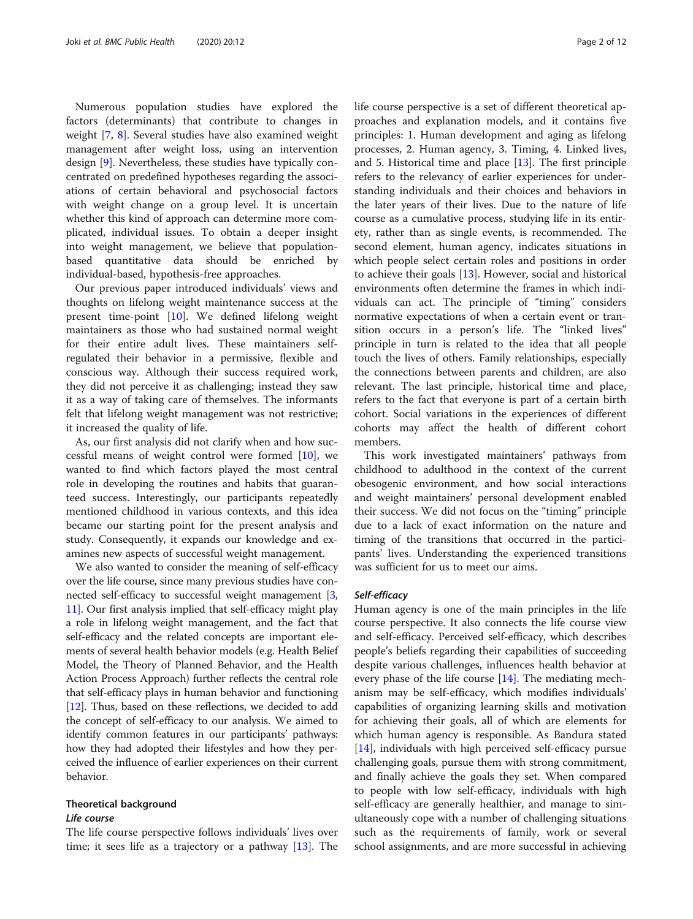Numerous population studies have explored the factors (determinants) that contribute to changes in weight [7, 8]. Several studies have also examined weight management after weight loss, using an intervention design [9]. Nevertheless, these studies have typically concentrated on predefined hypotheses regarding the associations of certain behavioral and psychosocial factors with weight change on a group level. It is uncertain whether this kind of approach can determine more complicated, individual issues. To obtain a deeper insight into weight management, we believe that population-based quantitative data should be enriched by individual-based, hypothesis-free approaches.

Our previous paper introduced individuals' views and thoughts on lifelong weight maintenance success at the present time-point [10]. We defined lifelong weight maintainers as those who had sustained normal weight for their entire adult lives. These maintainers self-regulated their behavior in a permissive, flexible and conscious way. Although their success required work, they did not perceive it as challenging; instead they saw it as a way of taking care of themselves. The informants felt that lifelong weight management was not restrictive; it increased the quality of life.

As, our first analysis did not clarify when and how successful means of weight control were formed [10], we wanted to find which factors played the most central role in developing the routines and habits that guaranteed success. Interestingly, our participants repeatedly mentioned childhood in various contexts, and this idea became our starting point for the present analysis and study. Consequently, it expands our knowledge and examines new aspects of successful weight management.

We also wanted to consider the meaning of self-efficacy over the life course, since many previous studies have connected self-efficacy to successful weight management [3, 11]. Our first analysis implied that self-efficacy might play a role in lifelong weight management, and the fact that self-efficacy and the related concepts are important elements of several health behavior models (e.g. Health Belief Model, the Theory of Planned Behavior, and the Health Action Process Approach) further reflects the central role that self-efficacy plays in human behavior and functioning [12]. Thus, based on these reflections, we decided to add the concept of self-efficacy to our analysis. We aimed to identify common features in our participants' pathways: how they had adopted their lifestyles and how they perceived the influence of earlier experiences on their current behavior.

## Theoretical background

### *Life course*

The life course perspective follows individuals' lives over time; it sees life as a trajectory or a pathway [13]. The life course perspective is a set of different theoretical approaches and explanation models, and it contains five principles: 1. Human development and aging as lifelong processes, 2. Human agency, 3. Timing, 4. Linked lives, and 5. Historical time and place [13]. The first principle refers to the relevancy of earlier experiences for understanding individuals and their choices and behaviors in the later years of their lives. Due to the nature of life course as a cumulative process, studying life in its entirety, rather than as single events, is recommended. The second element, human agency, indicates situations in which people select certain roles and positions in order to achieve their goals [13]. However, social and historical environments often determine the frames in which individuals can act. The principle of "timing" considers normative expectations of when a certain event or transition occurs in a person's life. The "linked lives" principle in turn is related to the idea that all people touch the lives of others. Family relationships, especially the connections between parents and children, are also relevant. The last principle, historical time and place, refers to the fact that everyone is part of a certain birth cohort. Social variations in the experiences of different cohorts may affect the health of different cohort members.

This work investigated maintainers' pathways from childhood to adulthood in the context of the current obesogenic environment, and how social interactions and weight maintainers' personal development enabled their success. We did not focus on the "timing" principle due to a lack of exact information on the nature and timing of the transitions that occurred in the participants' lives. Understanding the experienced transitions was sufficient for us to meet our aims.

### *Self-efficacy*

Human agency is one of the main principles in the life course perspective. It also connects the life course view and self-efficacy. Perceived self-efficacy, which describes people's beliefs regarding their capabilities of succeeding despite various challenges, influences health behavior at every phase of the life course [14]. The mediating mechanism may be self-efficacy, which modifies individuals' capabilities of organizing learning skills and motivation for achieving their goals, all of which are elements for which human agency is responsible. As Bandura stated [14], individuals with high perceived self-efficacy pursue challenging goals, pursue them with strong commitment, and finally achieve the goals they set. When compared to people with low self-efficacy, individuals with high self-efficacy are generally healthier, and manage to simultaneously cope with a number of challenging situations such as the requirements of family, work or several school assignments, and are more successful in achieving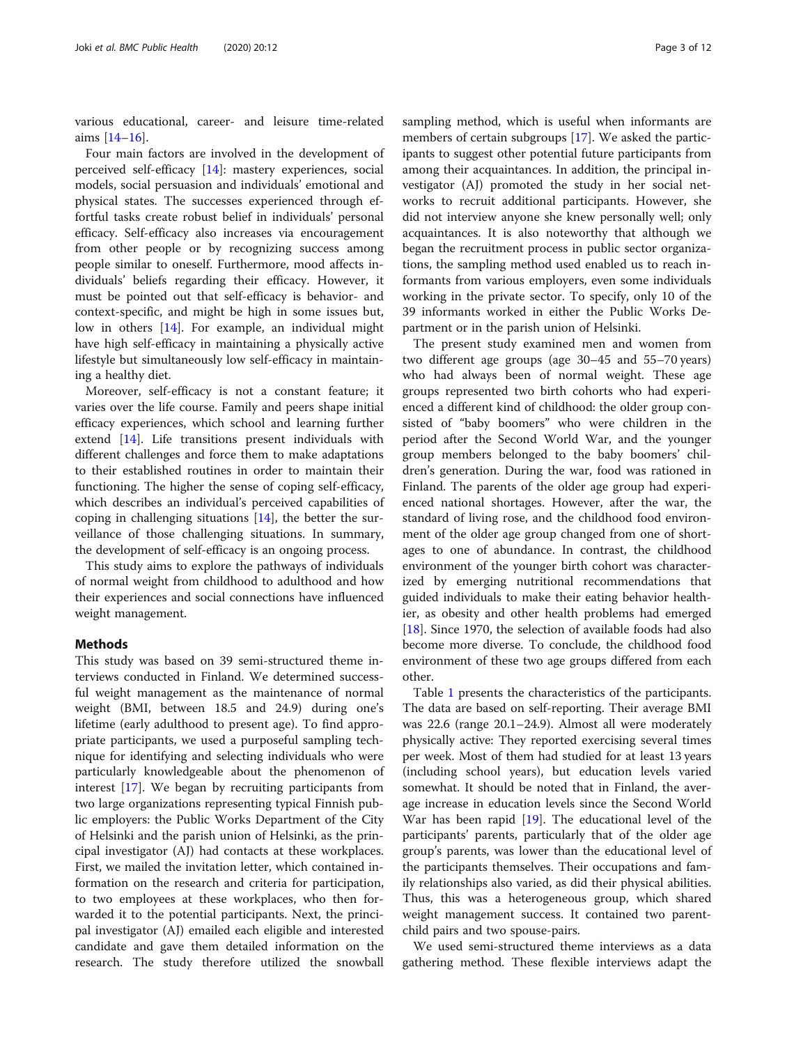various educational, career- and leisure time-related aims [14–16].

Four main factors are involved in the development of perceived self-efficacy [14]: mastery experiences, social models, social persuasion and individuals' emotional and physical states. The successes experienced through effortful tasks create robust belief in individuals' personal efficacy. Self-efficacy also increases via encouragement from other people or by recognizing success among people similar to oneself. Furthermore, mood affects individuals' beliefs regarding their efficacy. However, it must be pointed out that self-efficacy is behavior- and context-specific, and might be high in some issues but, low in others [14]. For example, an individual might have high self-efficacy in maintaining a physically active lifestyle but simultaneously low self-efficacy in maintaining a healthy diet.

Moreover, self-efficacy is not a constant feature; it varies over the life course. Family and peers shape initial efficacy experiences, which school and learning further extend [14]. Life transitions present individuals with different challenges and force them to make adaptations to their established routines in order to maintain their functioning. The higher the sense of coping self-efficacy, which describes an individual's perceived capabilities of coping in challenging situations [14], the better the surveillance of those challenging situations. In summary, the development of self-efficacy is an ongoing process.

This study aims to explore the pathways of individuals of normal weight from childhood to adulthood and how their experiences and social connections have influenced weight management.

## Methods

This study was based on 39 semi-structured theme interviews conducted in Finland. We determined successful weight management as the maintenance of normal weight (BMI, between 18.5 and 24.9) during one's lifetime (early adulthood to present age). To find appropriate participants, we used a purposeful sampling technique for identifying and selecting individuals who were particularly knowledgeable about the phenomenon of interest [17]. We began by recruiting participants from two large organizations representing typical Finnish public employers: the Public Works Department of the City of Helsinki and the parish union of Helsinki, as the principal investigator (AJ) had contacts at these workplaces. First, we mailed the invitation letter, which contained information on the research and criteria for participation, to two employees at these workplaces, who then forwarded it to the potential participants. Next, the principal investigator (AJ) emailed each eligible and interested candidate and gave them detailed information on the research. The study therefore utilized the snowball sampling method, which is useful when informants are members of certain subgroups [17]. We asked the participants to suggest other potential future participants from among their acquaintances. In addition, the principal investigator (AJ) promoted the study in her social networks to recruit additional participants. However, she did not interview anyone she knew personally well; only acquaintances. It is also noteworthy that although we began the recruitment process in public sector organizations, the sampling method used enabled us to reach informants from various employers, even some individuals working in the private sector. To specify, only 10 of the 39 informants worked in either the Public Works Department or in the parish union of Helsinki.

The present study examined men and women from two different age groups (age 30–45 and 55–70 years) who had always been of normal weight. These age groups represented two birth cohorts who had experienced a different kind of childhood: the older group consisted of "baby boomers" who were children in the period after the Second World War, and the younger group members belonged to the baby boomers' children's generation. During the war, food was rationed in Finland. The parents of the older age group had experienced national shortages. However, after the war, the standard of living rose, and the childhood food environment of the older age group changed from one of shortages to one of abundance. In contrast, the childhood environment of the younger birth cohort was characterized by emerging nutritional recommendations that guided individuals to make their eating behavior healthier, as obesity and other health problems had emerged [18]. Since 1970, the selection of available foods had also become more diverse. To conclude, the childhood food environment of these two age groups differed from each other.

Table 1 presents the characteristics of the participants. The data are based on self-reporting. Their average BMI was 22.6 (range 20.1–24.9). Almost all were moderately physically active: They reported exercising several times per week. Most of them had studied for at least 13 years (including school years), but education levels varied somewhat. It should be noted that in Finland, the average increase in education levels since the Second World War has been rapid [19]. The educational level of the participants' parents, particularly that of the older age group's parents, was lower than the educational level of the participants themselves. Their occupations and family relationships also varied, as did their physical abilities. Thus, this was a heterogeneous group, which shared weight management success. It contained two parent-child pairs and two spouse-pairs.

We used semi-structured theme interviews as a data gathering method. These flexible interviews adapt the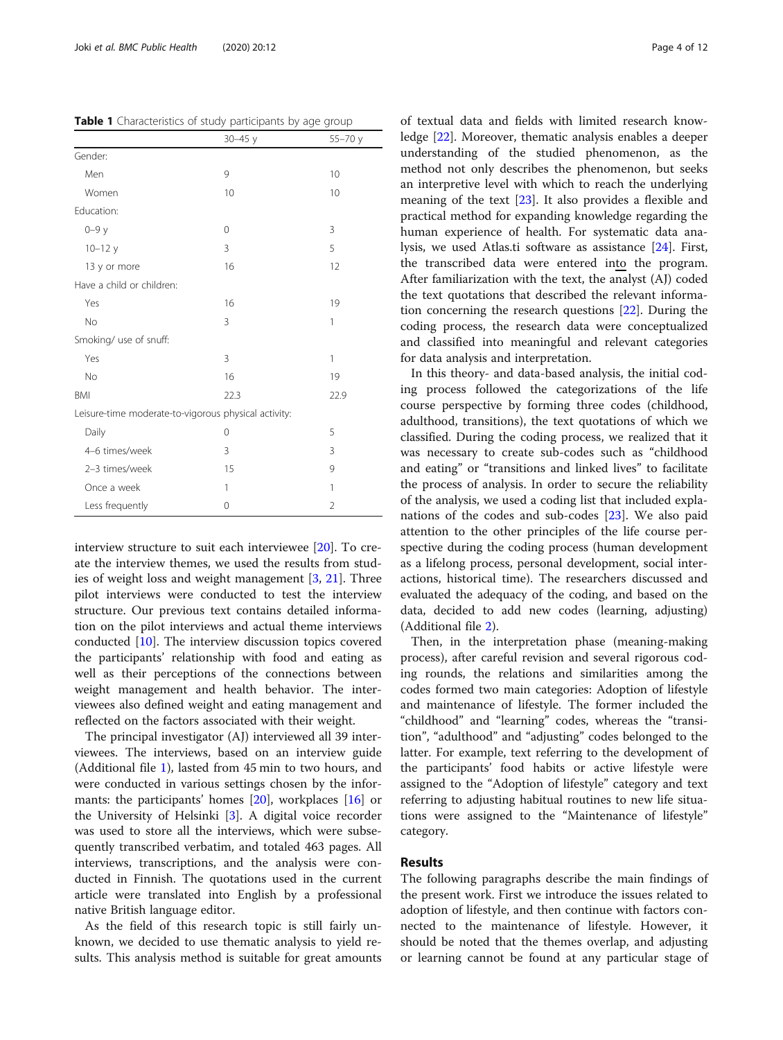**Table 1** Characteristics of study participants by age group

| | 30–45 y | 55–70 y |
|---|---|---|
| Gender: | | |
| Men | 9 | 10 |
| Women | 10 | 10 |
| Education: | | |
| 0–9 y | 0 | 3 |
| 10–12 y | 3 | 5 |
| 13 y or more | 16 | 12 |
| Have a child or children: | | |
| Yes | 16 | 19 |
| No | 3 | 1 |
| Smoking/ use of snuff: | | |
| Yes | 3 | 1 |
| No | 16 | 19 |
| BMI | 22.3 | 22.9 |
| Leisure-time moderate-to-vigorous physical activity: | | |
| Daily | 0 | 5 |
| 4–6 times/week | 3 | 3 |
| 2–3 times/week | 15 | 9 |
| Once a week | 1 | 1 |
| Less frequently | 0 | 2 |

interview structure to suit each interviewee [20]. To create the interview themes, we used the results from studies of weight loss and weight management [3, 21]. Three pilot interviews were conducted to test the interview structure. Our previous text contains detailed information on the pilot interviews and actual theme interviews conducted [10]. The interview discussion topics covered the participants' relationship with food and eating as well as their perceptions of the connections between weight management and health behavior. The interviewees also defined weight and eating management and reflected on the factors associated with their weight.

The principal investigator (AJ) interviewed all 39 interviewees. The interviews, based on an interview guide (Additional file 1), lasted from 45 min to two hours, and were conducted in various settings chosen by the informants: the participants' homes [20], workplaces [16] or the University of Helsinki [3]. A digital voice recorder was used to store all the interviews, which were subsequently transcribed verbatim, and totaled 463 pages. All interviews, transcriptions, and the analysis were conducted in Finnish. The quotations used in the current article were translated into English by a professional native British language editor.

As the field of this research topic is still fairly unknown, we decided to use thematic analysis to yield results. This analysis method is suitable for great amounts of textual data and fields with limited research knowledge [22]. Moreover, thematic analysis enables a deeper understanding of the studied phenomenon, as the method not only describes the phenomenon, but seeks an interpretive level with which to reach the underlying meaning of the text [23]. It also provides a flexible and practical method for expanding knowledge regarding the human experience of health. For systematic data analysis, we used Atlas.ti software as assistance [24]. First, the transcribed data were entered into the program. After familiarization with the text, the analyst (AJ) coded the text quotations that described the relevant information concerning the research questions [22]. During the coding process, the research data were conceptualized and classified into meaningful and relevant categories for data analysis and interpretation.

In this theory- and data-based analysis, the initial coding process followed the categorizations of the life course perspective by forming three codes (childhood, adulthood, transitions), the text quotations of which we classified. During the coding process, we realized that it was necessary to create sub-codes such as "childhood and eating" or "transitions and linked lives" to facilitate the process of analysis. In order to secure the reliability of the analysis, we used a coding list that included explanations of the codes and sub-codes [23]. We also paid attention to the other principles of the life course perspective during the coding process (human development as a lifelong process, personal development, social interactions, historical time). The researchers discussed and evaluated the adequacy of the coding, and based on the data, decided to add new codes (learning, adjusting) (Additional file 2).

Then, in the interpretation phase (meaning-making process), after careful revision and several rigorous coding rounds, the relations and similarities among the codes formed two main categories: Adoption of lifestyle and maintenance of lifestyle. The former included the "childhood" and "learning" codes, whereas the "transition", "adulthood" and "adjusting" codes belonged to the latter. For example, text referring to the development of the participants' food habits or active lifestyle were assigned to the "Adoption of lifestyle" category and text referring to adjusting habitual routines to new life situations were assigned to the "Maintenance of lifestyle" category.

## Results

The following paragraphs describe the main findings of the present work. First we introduce the issues related to adoption of lifestyle, and then continue with factors connected to the maintenance of lifestyle. However, it should be noted that the themes overlap, and adjusting or learning cannot be found at any particular stage of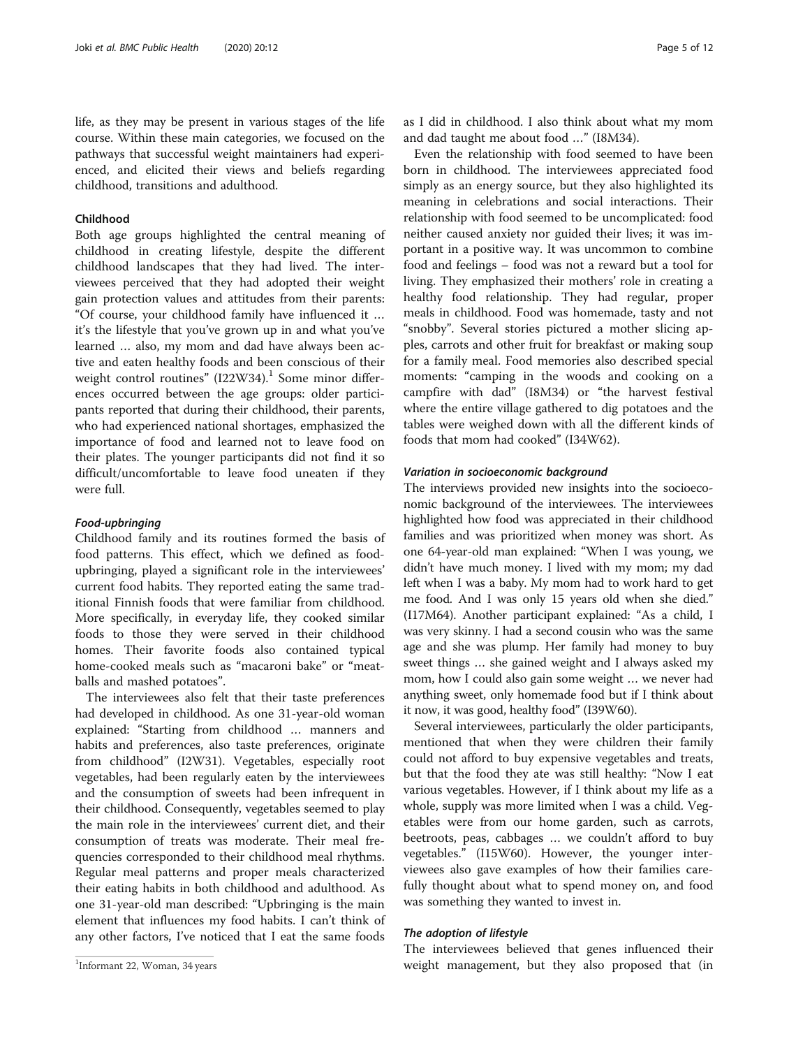life, as they may be present in various stages of the life course. Within these main categories, we focused on the pathways that successful weight maintainers had experienced, and elicited their views and beliefs regarding childhood, transitions and adulthood.

## Childhood

Both age groups highlighted the central meaning of childhood in creating lifestyle, despite the different childhood landscapes that they had lived. The interviewees perceived that they had adopted their weight gain protection values and attitudes from their parents: "Of course, your childhood family have influenced it … it's the lifestyle that you've grown up in and what you've learned … also, my mom and dad have always been active and eaten healthy foods and been conscious of their weight control routines" (I22W34).[1] Some minor differences occurred between the age groups: older participants reported that during their childhood, their parents, who had experienced national shortages, emphasized the importance of food and learned not to leave food on their plates. The younger participants did not find it so difficult/uncomfortable to leave food uneaten if they were full.

### *Food-upbringing*

Childhood family and its routines formed the basis of food patterns. This effect, which we defined as food-upbringing, played a significant role in the interviewees' current food habits. They reported eating the same traditional Finnish foods that were familiar from childhood. More specifically, in everyday life, they cooked similar foods to those they were served in their childhood homes. Their favorite foods also contained typical home-cooked meals such as "macaroni bake" or "meatballs and mashed potatoes".

The interviewees also felt that their taste preferences had developed in childhood. As one 31-year-old woman explained: "Starting from childhood … manners and habits and preferences, also taste preferences, originate from childhood" (I2W31). Vegetables, especially root vegetables, had been regularly eaten by the interviewees and the consumption of sweets had been infrequent in their childhood. Consequently, vegetables seemed to play the main role in the interviewees' current diet, and their consumption of treats was moderate. Their meal frequencies corresponded to their childhood meal rhythms. Regular meal patterns and proper meals characterized their eating habits in both childhood and adulthood. As one 31-year-old man described: "Upbringing is the main element that influences my food habits. I can't think of any other factors, I've noticed that I eat the same foods as I did in childhood. I also think about what my mom and dad taught me about food …" (I8M34).

Even the relationship with food seemed to have been born in childhood. The interviewees appreciated food simply as an energy source, but they also highlighted its meaning in celebrations and social interactions. Their relationship with food seemed to be uncomplicated: food neither caused anxiety nor guided their lives; it was important in a positive way. It was uncommon to combine food and feelings – food was not a reward but a tool for living. They emphasized their mothers' role in creating a healthy food relationship. They had regular, proper meals in childhood. Food was homemade, tasty and not "snobby". Several stories pictured a mother slicing apples, carrots and other fruit for breakfast or making soup for a family meal. Food memories also described special moments: "camping in the woods and cooking on a campfire with dad" (I8M34) or "the harvest festival where the entire village gathered to dig potatoes and the tables were weighed down with all the different kinds of foods that mom had cooked" (I34W62).

### *Variation in socioeconomic background*

The interviews provided new insights into the socioeconomic background of the interviewees. The interviewees highlighted how food was appreciated in their childhood families and was prioritized when money was short. As one 64-year-old man explained: "When I was young, we didn't have much money. I lived with my mom; my dad left when I was a baby. My mom had to work hard to get me food. And I was only 15 years old when she died." (I17M64). Another participant explained: "As a child, I was very skinny. I had a second cousin who was the same age and she was plump. Her family had money to buy sweet things … she gained weight and I always asked my mom, how I could also gain some weight … we never had anything sweet, only homemade food but if I think about it now, it was good, healthy food" (I39W60).

Several interviewees, particularly the older participants, mentioned that when they were children their family could not afford to buy expensive vegetables and treats, but that the food they ate was still healthy: "Now I eat various vegetables. However, if I think about my life as a whole, supply was more limited when I was a child. Vegetables were from our home garden, such as carrots, beetroots, peas, cabbages … we couldn't afford to buy vegetables." (I15W60). However, the younger interviewees also gave examples of how their families carefully thought about what to spend money on, and food was something they wanted to invest in.

### *The adoption of lifestyle*

The interviewees believed that genes influenced their weight management, but they also proposed that (in

[1] Informant 22, Woman, 34 years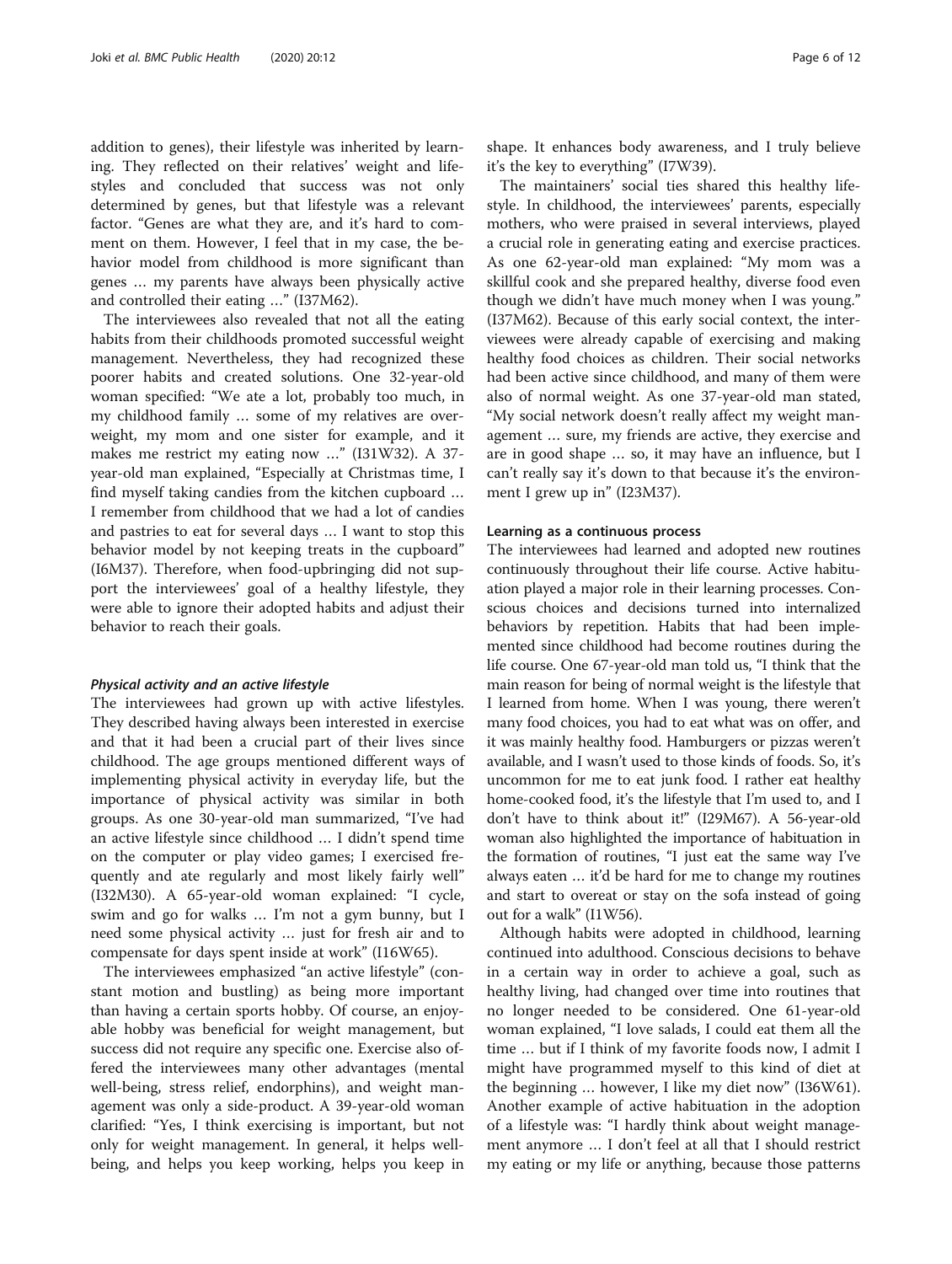addition to genes), their lifestyle was inherited by learning. They reflected on their relatives' weight and lifestyles and concluded that success was not only determined by genes, but that lifestyle was a relevant factor. "Genes are what they are, and it's hard to comment on them. However, I feel that in my case, the behavior model from childhood is more significant than genes … my parents have always been physically active and controlled their eating …" (I37M62).

The interviewees also revealed that not all the eating habits from their childhoods promoted successful weight management. Nevertheless, they had recognized these poorer habits and created solutions. One 32-year-old woman specified: "We ate a lot, probably too much, in my childhood family … some of my relatives are overweight, my mom and one sister for example, and it makes me restrict my eating now …" (I31W32). A 37-year-old man explained, "Especially at Christmas time, I find myself taking candies from the kitchen cupboard … I remember from childhood that we had a lot of candies and pastries to eat for several days … I want to stop this behavior model by not keeping treats in the cupboard" (I6M37). Therefore, when food-upbringing did not support the interviewees' goal of a healthy lifestyle, they were able to ignore their adopted habits and adjust their behavior to reach their goals.

#### *Physical activity and an active lifestyle*

The interviewees had grown up with active lifestyles. They described having always been interested in exercise and that it had been a crucial part of their lives since childhood. The age groups mentioned different ways of implementing physical activity in everyday life, but the importance of physical activity was similar in both groups. As one 30-year-old man summarized, "I've had an active lifestyle since childhood … I didn't spend time on the computer or play video games; I exercised frequently and ate regularly and most likely fairly well" (I32M30). A 65-year-old woman explained: "I cycle, swim and go for walks … I'm not a gym bunny, but I need some physical activity … just for fresh air and to compensate for days spent inside at work" (I16W65).

The interviewees emphasized "an active lifestyle" (constant motion and bustling) as being more important than having a certain sports hobby. Of course, an enjoyable hobby was beneficial for weight management, but success did not require any specific one. Exercise also offered the interviewees many other advantages (mental well-being, stress relief, endorphins), and weight management was only a side-product. A 39-year-old woman clarified: "Yes, I think exercising is important, but not only for weight management. In general, it helps well-being, and helps you keep working, helps you keep in shape. It enhances body awareness, and I truly believe it's the key to everything" (I7W39).

The maintainers' social ties shared this healthy lifestyle. In childhood, the interviewees' parents, especially mothers, who were praised in several interviews, played a crucial role in generating eating and exercise practices. As one 62-year-old man explained: "My mom was a skillful cook and she prepared healthy, diverse food even though we didn't have much money when I was young." (I37M62). Because of this early social context, the interviewees were already capable of exercising and making healthy food choices as children. Their social networks had been active since childhood, and many of them were also of normal weight. As one 37-year-old man stated, "My social network doesn't really affect my weight management … sure, my friends are active, they exercise and are in good shape … so, it may have an influence, but I can't really say it's down to that because it's the environment I grew up in" (I23M37).

### Learning as a continuous process

The interviewees had learned and adopted new routines continuously throughout their life course. Active habituation played a major role in their learning processes. Conscious choices and decisions turned into internalized behaviors by repetition. Habits that had been implemented since childhood had become routines during the life course. One 67-year-old man told us, "I think that the main reason for being of normal weight is the lifestyle that I learned from home. When I was young, there weren't many food choices, you had to eat what was on offer, and it was mainly healthy food. Hamburgers or pizzas weren't available, and I wasn't used to those kinds of foods. So, it's uncommon for me to eat junk food. I rather eat healthy home-cooked food, it's the lifestyle that I'm used to, and I don't have to think about it!" (I29M67). A 56-year-old woman also highlighted the importance of habituation in the formation of routines, "I just eat the same way I've always eaten … it'd be hard for me to change my routines and start to overeat or stay on the sofa instead of going out for a walk" (I1W56).

Although habits were adopted in childhood, learning continued into adulthood. Conscious decisions to behave in a certain way in order to achieve a goal, such as healthy living, had changed over time into routines that no longer needed to be considered. One 61-year-old woman explained, "I love salads, I could eat them all the time … but if I think of my favorite foods now, I admit I might have programmed myself to this kind of diet at the beginning … however, I like my diet now" (I36W61). Another example of active habituation in the adoption of a lifestyle was: "I hardly think about weight management anymore … I don't feel at all that I should restrict my eating or my life or anything, because those patterns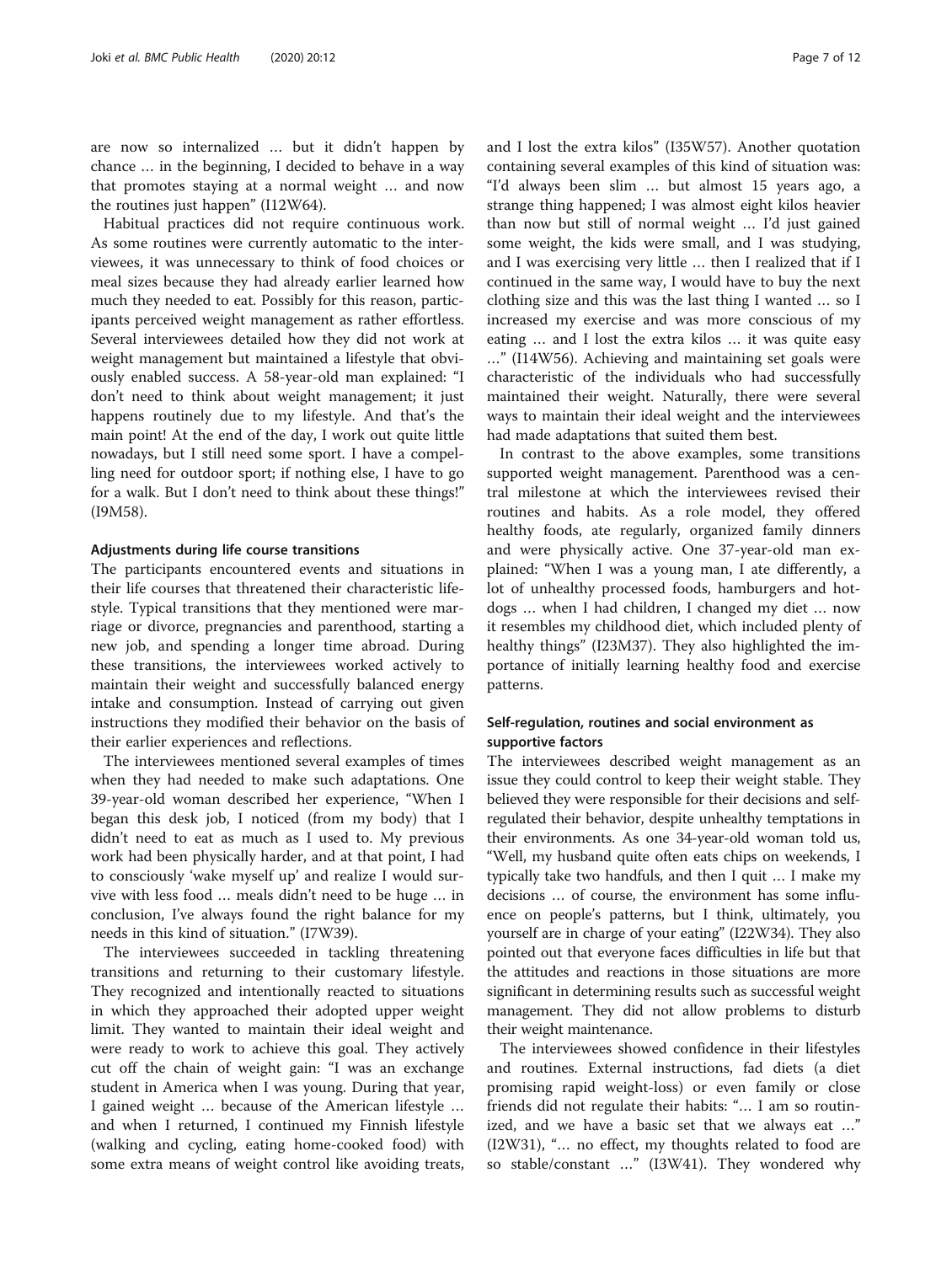are now so internalized … but it didn't happen by chance … in the beginning, I decided to behave in a way that promotes staying at a normal weight … and now the routines just happen" (I12W64).

Habitual practices did not require continuous work. As some routines were currently automatic to the interviewees, it was unnecessary to think of food choices or meal sizes because they had already earlier learned how much they needed to eat. Possibly for this reason, participants perceived weight management as rather effortless. Several interviewees detailed how they did not work at weight management but maintained a lifestyle that obviously enabled success. A 58-year-old man explained: "I don't need to think about weight management; it just happens routinely due to my lifestyle. And that's the main point! At the end of the day, I work out quite little nowadays, but I still need some sport. I have a compelling need for outdoor sport; if nothing else, I have to go for a walk. But I don't need to think about these things!" (I9M58).

#### Adjustments during life course transitions

The participants encountered events and situations in their life courses that threatened their characteristic lifestyle. Typical transitions that they mentioned were marriage or divorce, pregnancies and parenthood, starting a new job, and spending a longer time abroad. During these transitions, the interviewees worked actively to maintain their weight and successfully balanced energy intake and consumption. Instead of carrying out given instructions they modified their behavior on the basis of their earlier experiences and reflections.

The interviewees mentioned several examples of times when they had needed to make such adaptations. One 39-year-old woman described her experience, "When I began this desk job, I noticed (from my body) that I didn't need to eat as much as I used to. My previous work had been physically harder, and at that point, I had to consciously 'wake myself up' and realize I would survive with less food … meals didn't need to be huge … in conclusion, I've always found the right balance for my needs in this kind of situation." (I7W39).

The interviewees succeeded in tackling threatening transitions and returning to their customary lifestyle. They recognized and intentionally reacted to situations in which they approached their adopted upper weight limit. They wanted to maintain their ideal weight and were ready to work to achieve this goal. They actively cut off the chain of weight gain: "I was an exchange student in America when I was young. During that year, I gained weight … because of the American lifestyle … and when I returned, I continued my Finnish lifestyle (walking and cycling, eating home-cooked food) with some extra means of weight control like avoiding treats, and I lost the extra kilos" (I35W57). Another quotation containing several examples of this kind of situation was: "I'd always been slim … but almost 15 years ago, a strange thing happened; I was almost eight kilos heavier than now but still of normal weight … I'd just gained some weight, the kids were small, and I was studying, and I was exercising very little … then I realized that if I continued in the same way, I would have to buy the next clothing size and this was the last thing I wanted … so I increased my exercise and was more conscious of my eating … and I lost the extra kilos … it was quite easy …" (I14W56). Achieving and maintaining set goals were characteristic of the individuals who had successfully maintained their weight. Naturally, there were several ways to maintain their ideal weight and the interviewees had made adaptations that suited them best.

In contrast to the above examples, some transitions supported weight management. Parenthood was a central milestone at which the interviewees revised their routines and habits. As a role model, they offered healthy foods, ate regularly, organized family dinners and were physically active. One 37-year-old man explained: "When I was a young man, I ate differently, a lot of unhealthy processed foods, hamburgers and hotdogs … when I had children, I changed my diet … now it resembles my childhood diet, which included plenty of healthy things" (I23M37). They also highlighted the importance of initially learning healthy food and exercise patterns.

#### Self-regulation, routines and social environment as supportive factors

The interviewees described weight management as an issue they could control to keep their weight stable. They believed they were responsible for their decisions and self-regulated their behavior, despite unhealthy temptations in their environments. As one 34-year-old woman told us, "Well, my husband quite often eats chips on weekends, I typically take two handfuls, and then I quit … I make my decisions … of course, the environment has some influence on people's patterns, but I think, ultimately, you yourself are in charge of your eating" (I22W34). They also pointed out that everyone faces difficulties in life but that the attitudes and reactions in those situations are more significant in determining results such as successful weight management. They did not allow problems to disturb their weight maintenance.

The interviewees showed confidence in their lifestyles and routines. External instructions, fad diets (a diet promising rapid weight-loss) or even family or close friends did not regulate their habits: "… I am so routinized, and we have a basic set that we always eat …" (I2W31), "… no effect, my thoughts related to food are so stable/constant …" (I3W41). They wondered why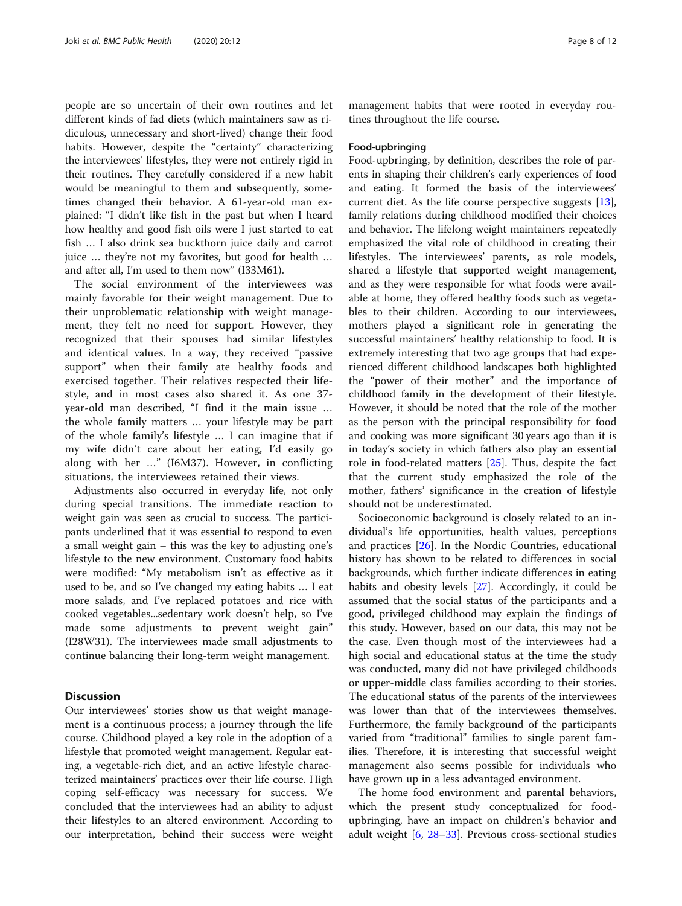people are so uncertain of their own routines and let different kinds of fad diets (which maintainers saw as ridiculous, unnecessary and short-lived) change their food habits. However, despite the "certainty" characterizing the interviewees' lifestyles, they were not entirely rigid in their routines. They carefully considered if a new habit would be meaningful to them and subsequently, sometimes changed their behavior. A 61-year-old man explained: "I didn't like fish in the past but when I heard how healthy and good fish oils were I just started to eat fish … I also drink sea buckthorn juice daily and carrot juice … they're not my favorites, but good for health … and after all, I'm used to them now" (I33M61).

The social environment of the interviewees was mainly favorable for their weight management. Due to their unproblematic relationship with weight management, they felt no need for support. However, they recognized that their spouses had similar lifestyles and identical values. In a way, they received "passive support" when their family ate healthy foods and exercised together. Their relatives respected their lifestyle, and in most cases also shared it. As one 37-year-old man described, "I find it the main issue … the whole family matters … your lifestyle may be part of the whole family's lifestyle … I can imagine that if my wife didn't care about her eating, I'd easily go along with her …" (I6M37). However, in conflicting situations, the interviewees retained their views.

Adjustments also occurred in everyday life, not only during special transitions. The immediate reaction to weight gain was seen as crucial to success. The participants underlined that it was essential to respond to even a small weight gain – this was the key to adjusting one's lifestyle to the new environment. Customary food habits were modified: "My metabolism isn't as effective as it used to be, and so I've changed my eating habits … I eat more salads, and I've replaced potatoes and rice with cooked vegetables...sedentary work doesn't help, so I've made some adjustments to prevent weight gain" (I28W31). The interviewees made small adjustments to continue balancing their long-term weight management.

## Discussion

Our interviewees' stories show us that weight management is a continuous process; a journey through the life course. Childhood played a key role in the adoption of a lifestyle that promoted weight management. Regular eating, a vegetable-rich diet, and an active lifestyle characterized maintainers' practices over their life course. High coping self-efficacy was necessary for success. We concluded that the interviewees had an ability to adjust their lifestyles to an altered environment. According to our interpretation, behind their success were weight management habits that were rooted in everyday routines throughout the life course.

### Food-upbringing

Food-upbringing, by definition, describes the role of parents in shaping their children's early experiences of food and eating. It formed the basis of the interviewees' current diet. As the life course perspective suggests [13], family relations during childhood modified their choices and behavior. The lifelong weight maintainers repeatedly emphasized the vital role of childhood in creating their lifestyles. The interviewees' parents, as role models, shared a lifestyle that supported weight management, and as they were responsible for what foods were available at home, they offered healthy foods such as vegetables to their children. According to our interviewees, mothers played a significant role in generating the successful maintainers' healthy relationship to food. It is extremely interesting that two age groups that had experienced different childhood landscapes both highlighted the "power of their mother" and the importance of childhood family in the development of their lifestyle. However, it should be noted that the role of the mother as the person with the principal responsibility for food and cooking was more significant 30 years ago than it is in today's society in which fathers also play an essential role in food-related matters [25]. Thus, despite the fact that the current study emphasized the role of the mother, fathers' significance in the creation of lifestyle should not be underestimated.

Socioeconomic background is closely related to an individual's life opportunities, health values, perceptions and practices [26]. In the Nordic Countries, educational history has shown to be related to differences in social backgrounds, which further indicate differences in eating habits and obesity levels [27]. Accordingly, it could be assumed that the social status of the participants and a good, privileged childhood may explain the findings of this study. However, based on our data, this may not be the case. Even though most of the interviewees had a high social and educational status at the time the study was conducted, many did not have privileged childhoods or upper-middle class families according to their stories. The educational status of the parents of the interviewees was lower than that of the interviewees themselves. Furthermore, the family background of the participants varied from "traditional" families to single parent families. Therefore, it is interesting that successful weight management also seems possible for individuals who have grown up in a less advantaged environment.

The home food environment and parental behaviors, which the present study conceptualized for food-upbringing, have an impact on children's behavior and adult weight [6, 28–33]. Previous cross-sectional studies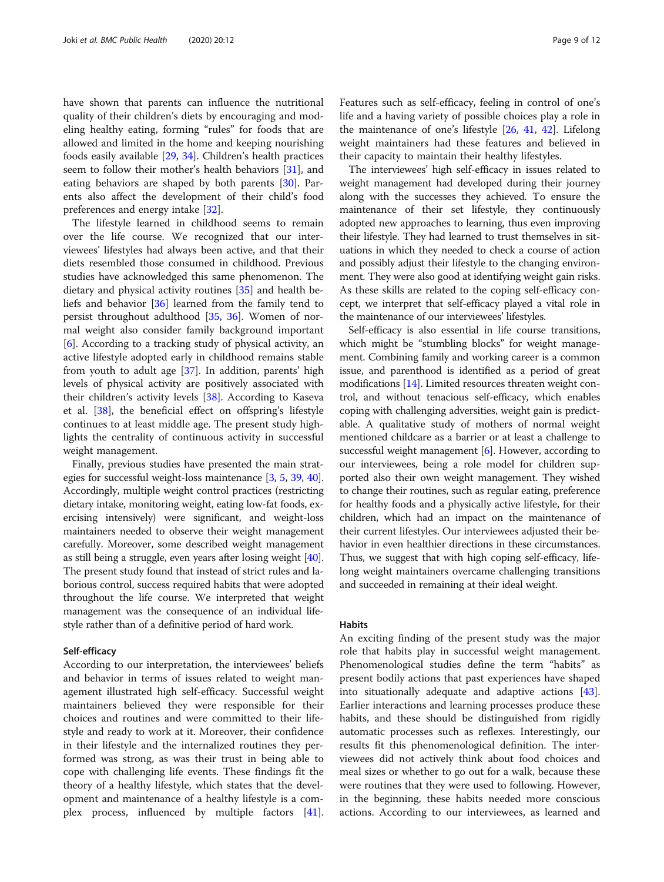have shown that parents can influence the nutritional quality of their children's diets by encouraging and modeling healthy eating, forming "rules" for foods that are allowed and limited in the home and keeping nourishing foods easily available [29, 34]. Children's health practices seem to follow their mother's health behaviors [31], and eating behaviors are shaped by both parents [30]. Parents also affect the development of their child's food preferences and energy intake [32].

The lifestyle learned in childhood seems to remain over the life course. We recognized that our interviewees' lifestyles had always been active, and that their diets resembled those consumed in childhood. Previous studies have acknowledged this same phenomenon. The dietary and physical activity routines [35] and health beliefs and behavior [36] learned from the family tend to persist throughout adulthood [35, 36]. Women of normal weight also consider family background important [6]. According to a tracking study of physical activity, an active lifestyle adopted early in childhood remains stable from youth to adult age [37]. In addition, parents' high levels of physical activity are positively associated with their children's activity levels [38]. According to Kaseva et al. [38], the beneficial effect on offspring's lifestyle continues to at least middle age. The present study highlights the centrality of continuous activity in successful weight management.

Finally, previous studies have presented the main strategies for successful weight-loss maintenance [3, 5, 39, 40]. Accordingly, multiple weight control practices (restricting dietary intake, monitoring weight, eating low-fat foods, exercising intensively) were significant, and weight-loss maintainers needed to observe their weight management carefully. Moreover, some described weight management as still being a struggle, even years after losing weight [40]. The present study found that instead of strict rules and laborious control, success required habits that were adopted throughout the life course. We interpreted that weight management was the consequence of an individual lifestyle rather than of a definitive period of hard work.

### Self-efficacy

According to our interpretation, the interviewees' beliefs and behavior in terms of issues related to weight management illustrated high self-efficacy. Successful weight maintainers believed they were responsible for their choices and routines and were committed to their lifestyle and ready to work at it. Moreover, their confidence in their lifestyle and the internalized routines they performed was strong, as was their trust in being able to cope with challenging life events. These findings fit the theory of a healthy lifestyle, which states that the development and maintenance of a healthy lifestyle is a complex process, influenced by multiple factors [41]. Features such as self-efficacy, feeling in control of one's life and a having variety of possible choices play a role in the maintenance of one's lifestyle [26, 41, 42]. Lifelong weight maintainers had these features and believed in their capacity to maintain their healthy lifestyles.

The interviewees' high self-efficacy in issues related to weight management had developed during their journey along with the successes they achieved. To ensure the maintenance of their set lifestyle, they continuously adopted new approaches to learning, thus even improving their lifestyle. They had learned to trust themselves in situations in which they needed to check a course of action and possibly adjust their lifestyle to the changing environment. They were also good at identifying weight gain risks. As these skills are related to the coping self-efficacy concept, we interpret that self-efficacy played a vital role in the maintenance of our interviewees' lifestyles.

Self-efficacy is also essential in life course transitions, which might be "stumbling blocks" for weight management. Combining family and working career is a common issue, and parenthood is identified as a period of great modifications [14]. Limited resources threaten weight control, and without tenacious self-efficacy, which enables coping with challenging adversities, weight gain is predictable. A qualitative study of mothers of normal weight mentioned childcare as a barrier or at least a challenge to successful weight management [6]. However, according to our interviewees, being a role model for children supported also their own weight management. They wished to change their routines, such as regular eating, preference for healthy foods and a physically active lifestyle, for their children, which had an impact on the maintenance of their current lifestyles. Our interviewees adjusted their behavior in even healthier directions in these circumstances. Thus, we suggest that with high coping self-efficacy, lifelong weight maintainers overcame challenging transitions and succeeded in remaining at their ideal weight.

### Habits

An exciting finding of the present study was the major role that habits play in successful weight management. Phenomenological studies define the term "habits" as present bodily actions that past experiences have shaped into situationally adequate and adaptive actions [43]. Earlier interactions and learning processes produce these habits, and these should be distinguished from rigidly automatic processes such as reflexes. Interestingly, our results fit this phenomenological definition. The interviewees did not actively think about food choices and meal sizes or whether to go out for a walk, because these were routines that they were used to following. However, in the beginning, these habits needed more conscious actions. According to our interviewees, as learned and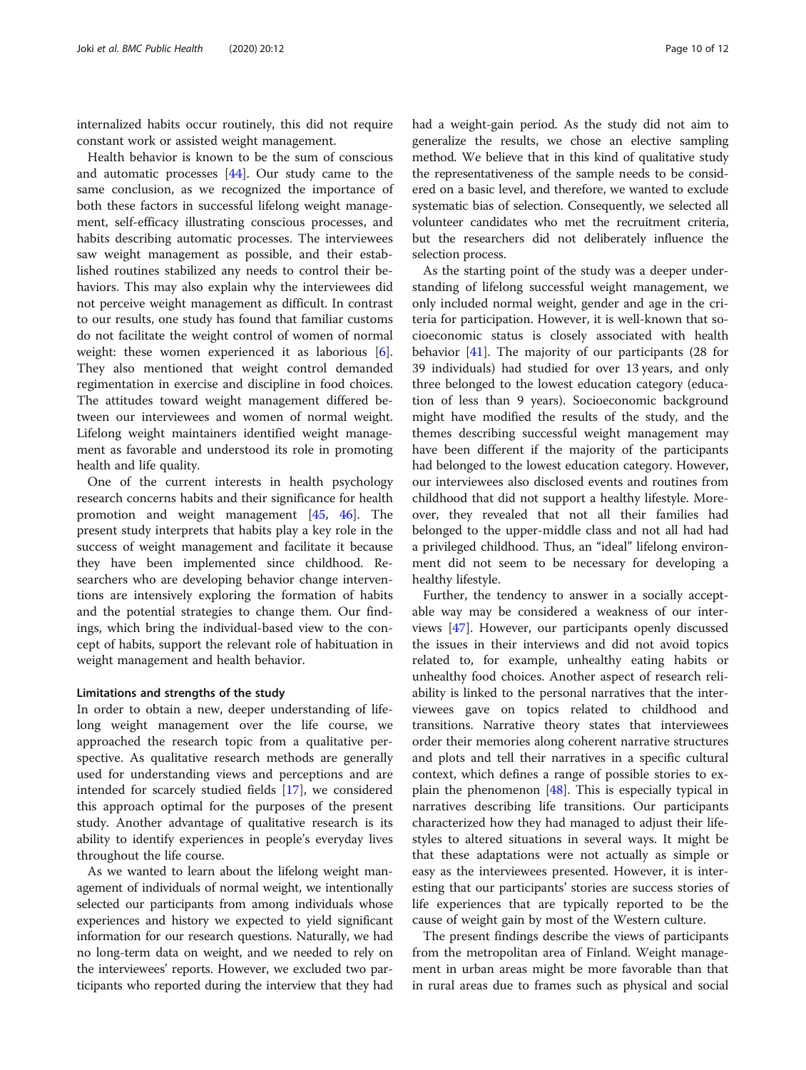internalized habits occur routinely, this did not require constant work or assisted weight management.

Health behavior is known to be the sum of conscious and automatic processes [44]. Our study came to the same conclusion, as we recognized the importance of both these factors in successful lifelong weight management, self-efficacy illustrating conscious processes, and habits describing automatic processes. The interviewees saw weight management as possible, and their established routines stabilized any needs to control their behaviors. This may also explain why the interviewees did not perceive weight management as difficult. In contrast to our results, one study has found that familiar customs do not facilitate the weight control of women of normal weight: these women experienced it as laborious [6]. They also mentioned that weight control demanded regimentation in exercise and discipline in food choices. The attitudes toward weight management differed between our interviewees and women of normal weight. Lifelong weight maintainers identified weight management as favorable and understood its role in promoting health and life quality.

One of the current interests in health psychology research concerns habits and their significance for health promotion and weight management [45, 46]. The present study interprets that habits play a key role in the success of weight management and facilitate it because they have been implemented since childhood. Researchers who are developing behavior change interventions are intensively exploring the formation of habits and the potential strategies to change them. Our findings, which bring the individual-based view to the concept of habits, support the relevant role of habituation in weight management and health behavior.

#### Limitations and strengths of the study

In order to obtain a new, deeper understanding of lifelong weight management over the life course, we approached the research topic from a qualitative perspective. As qualitative research methods are generally used for understanding views and perceptions and are intended for scarcely studied fields [17], we considered this approach optimal for the purposes of the present study. Another advantage of qualitative research is its ability to identify experiences in people's everyday lives throughout the life course.

As we wanted to learn about the lifelong weight management of individuals of normal weight, we intentionally selected our participants from among individuals whose experiences and history we expected to yield significant information for our research questions. Naturally, we had no long-term data on weight, and we needed to rely on the interviewees' reports. However, we excluded two participants who reported during the interview that they had had a weight-gain period. As the study did not aim to generalize the results, we chose an elective sampling method. We believe that in this kind of qualitative study the representativeness of the sample needs to be considered on a basic level, and therefore, we wanted to exclude systematic bias of selection. Consequently, we selected all volunteer candidates who met the recruitment criteria, but the researchers did not deliberately influence the selection process.

As the starting point of the study was a deeper understanding of lifelong successful weight management, we only included normal weight, gender and age in the criteria for participation. However, it is well-known that socioeconomic status is closely associated with health behavior [41]. The majority of our participants (28 for 39 individuals) had studied for over 13 years, and only three belonged to the lowest education category (education of less than 9 years). Socioeconomic background might have modified the results of the study, and the themes describing successful weight management may have been different if the majority of the participants had belonged to the lowest education category. However, our interviewees also disclosed events and routines from childhood that did not support a healthy lifestyle. Moreover, they revealed that not all their families had belonged to the upper-middle class and not all had had a privileged childhood. Thus, an "ideal" lifelong environment did not seem to be necessary for developing a healthy lifestyle.

Further, the tendency to answer in a socially acceptable way may be considered a weakness of our interviews [47]. However, our participants openly discussed the issues in their interviews and did not avoid topics related to, for example, unhealthy eating habits or unhealthy food choices. Another aspect of research reliability is linked to the personal narratives that the interviewees gave on topics related to childhood and transitions. Narrative theory states that interviewees order their memories along coherent narrative structures and plots and tell their narratives in a specific cultural context, which defines a range of possible stories to explain the phenomenon [48]. This is especially typical in narratives describing life transitions. Our participants characterized how they had managed to adjust their lifestyles to altered situations in several ways. It might be that these adaptations were not actually as simple or easy as the interviewees presented. However, it is interesting that our participants' stories are success stories of life experiences that are typically reported to be the cause of weight gain by most of the Western culture.

The present findings describe the views of participants from the metropolitan area of Finland. Weight management in urban areas might be more favorable than that in rural areas due to frames such as physical and social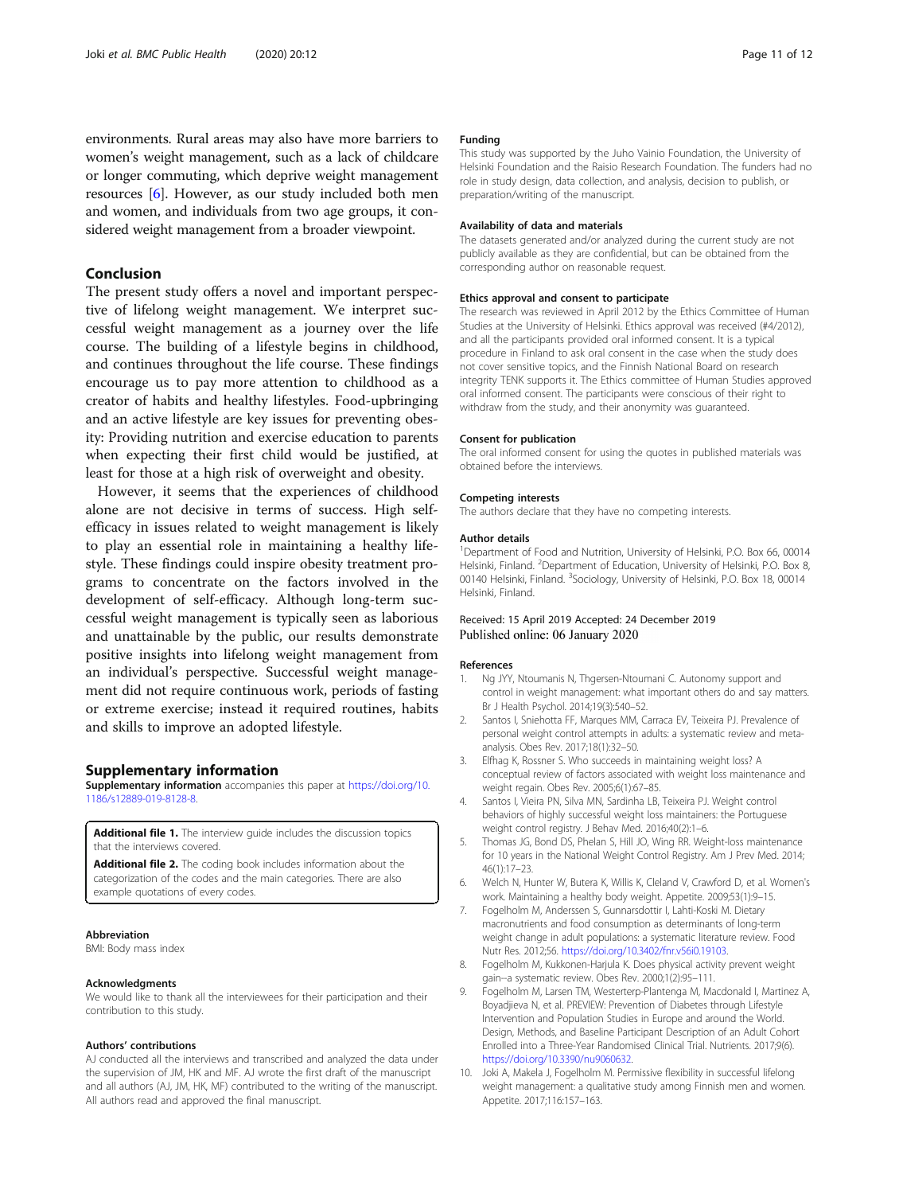environments. Rural areas may also have more barriers to women's weight management, such as a lack of childcare or longer commuting, which deprive weight management resources [6]. However, as our study included both men and women, and individuals from two age groups, it considered weight management from a broader viewpoint.

## Conclusion

The present study offers a novel and important perspective of lifelong weight management. We interpret successful weight management as a journey over the life course. The building of a lifestyle begins in childhood, and continues throughout the life course. These findings encourage us to pay more attention to childhood as a creator of habits and healthy lifestyles. Food-upbringing and an active lifestyle are key issues for preventing obesity: Providing nutrition and exercise education to parents when expecting their first child would be justified, at least for those at a high risk of overweight and obesity.

However, it seems that the experiences of childhood alone are not decisive in terms of success. High self-efficacy in issues related to weight management is likely to play an essential role in maintaining a healthy lifestyle. These findings could inspire obesity treatment programs to concentrate on the factors involved in the development of self-efficacy. Although long-term successful weight management is typically seen as laborious and unattainable by the public, our results demonstrate positive insights into lifelong weight management from an individual's perspective. Successful weight management did not require continuous work, periods of fasting or extreme exercise; instead it required routines, habits and skills to improve an adopted lifestyle.

## Supplementary information

**Supplementary information** accompanies this paper at https://doi.org/10.1186/s12889-019-8128-8.

**Additional file 1.** The interview guide includes the discussion topics that the interviews covered.

**Additional file 2.** The coding book includes information about the categorization of the codes and the main categories. There are also example quotations of every codes.

#### Abbreviation

BMI: Body mass index

#### Acknowledgments

We would like to thank all the interviewees for their participation and their contribution to this study.

#### Authors' contributions

AJ conducted all the interviews and transcribed and analyzed the data under the supervision of JM, HK and MF. AJ wrote the first draft of the manuscript and all authors (AJ, JM, HK, MF) contributed to the writing of the manuscript. All authors read and approved the final manuscript.

#### Funding

This study was supported by the Juho Vainio Foundation, the University of Helsinki Foundation and the Raisio Research Foundation. The funders had no role in study design, data collection, and analysis, decision to publish, or preparation/writing of the manuscript.

#### Availability of data and materials

The datasets generated and/or analyzed during the current study are not publicly available as they are confidential, but can be obtained from the corresponding author on reasonable request.

#### Ethics approval and consent to participate

The research was reviewed in April 2012 by the Ethics Committee of Human Studies at the University of Helsinki. Ethics approval was received (#4/2012), and all the participants provided oral informed consent. It is a typical procedure in Finland to ask oral consent in the case when the study does not cover sensitive topics, and the Finnish National Board on research integrity TENK supports it. The Ethics committee of Human Studies approved oral informed consent. The participants were conscious of their right to withdraw from the study, and their anonymity was guaranteed.

#### Consent for publication

The oral informed consent for using the quotes in published materials was obtained before the interviews.

#### Competing interests

The authors declare that they have no competing interests.

#### Author details

[1]Department of Food and Nutrition, University of Helsinki, P.O. Box 66, 00014 Helsinki, Finland. [2]Department of Education, University of Helsinki, P.O. Box 8, 00140 Helsinki, Finland. [3]Sociology, University of Helsinki, P.O. Box 18, 00014 Helsinki, Finland.

Received: 15 April 2019 Accepted: 24 December 2019
Published online: 06 January 2020

#### References

1. Ng JYY, Ntoumanis N, Thgersen-Ntoumani C. Autonomy support and control in weight management: what important others do and say matters. Br J Health Psychol. 2014;19(3):540–52.
2. Santos I, Sniehotta FF, Marques MM, Carraca EV, Teixeira PJ. Prevalence of personal weight control attempts in adults: a systematic review and meta-analysis. Obes Rev. 2017;18(1):32–50.
3. Elfhag K, Rossner S. Who succeeds in maintaining weight loss? A conceptual review of factors associated with weight loss maintenance and weight regain. Obes Rev. 2005;6(1):67–85.
4. Santos I, Vieira PN, Silva MN, Sardinha LB, Teixeira PJ. Weight control behaviors of highly successful weight loss maintainers: the Portuguese weight control registry. J Behav Med. 2016;40(2):1–6.
5. Thomas JG, Bond DS, Phelan S, Hill JO, Wing RR. Weight-loss maintenance for 10 years in the National Weight Control Registry. Am J Prev Med. 2014;46(1):17–23.
6. Welch N, Hunter W, Butera K, Willis K, Cleland V, Crawford D, et al. Women's work. Maintaining a healthy body weight. Appetite. 2009;53(1):9–15.
7. Fogelholm M, Anderssen S, Gunnarsdottir I, Lahti-Koski M. Dietary macronutrients and food consumption as determinants of long-term weight change in adult populations: a systematic literature review. Food Nutr Res. 2012;56. https://doi.org/10.3402/fnr.v56i0.19103.
8. Fogelholm M, Kukkonen-Harjula K. Does physical activity prevent weight gain--a systematic review. Obes Rev. 2000;1(2):95–111.
9. Fogelholm M, Larsen TM, Westerterp-Plantenga M, Macdonald I, Martinez A, Boyadjieva N, et al. PREVIEW: Prevention of Diabetes through Lifestyle Intervention and Population Studies in Europe and around the World. Design, Methods, and Baseline Participant Description of an Adult Cohort Enrolled into a Three-Year Randomised Clinical Trial. Nutrients. 2017;9(6). https://doi.org/10.3390/nu9060632.
10. Joki A, Makela J, Fogelholm M. Permissive flexibility in successful lifelong weight management: a qualitative study among Finnish men and women. Appetite. 2017;116:157–163.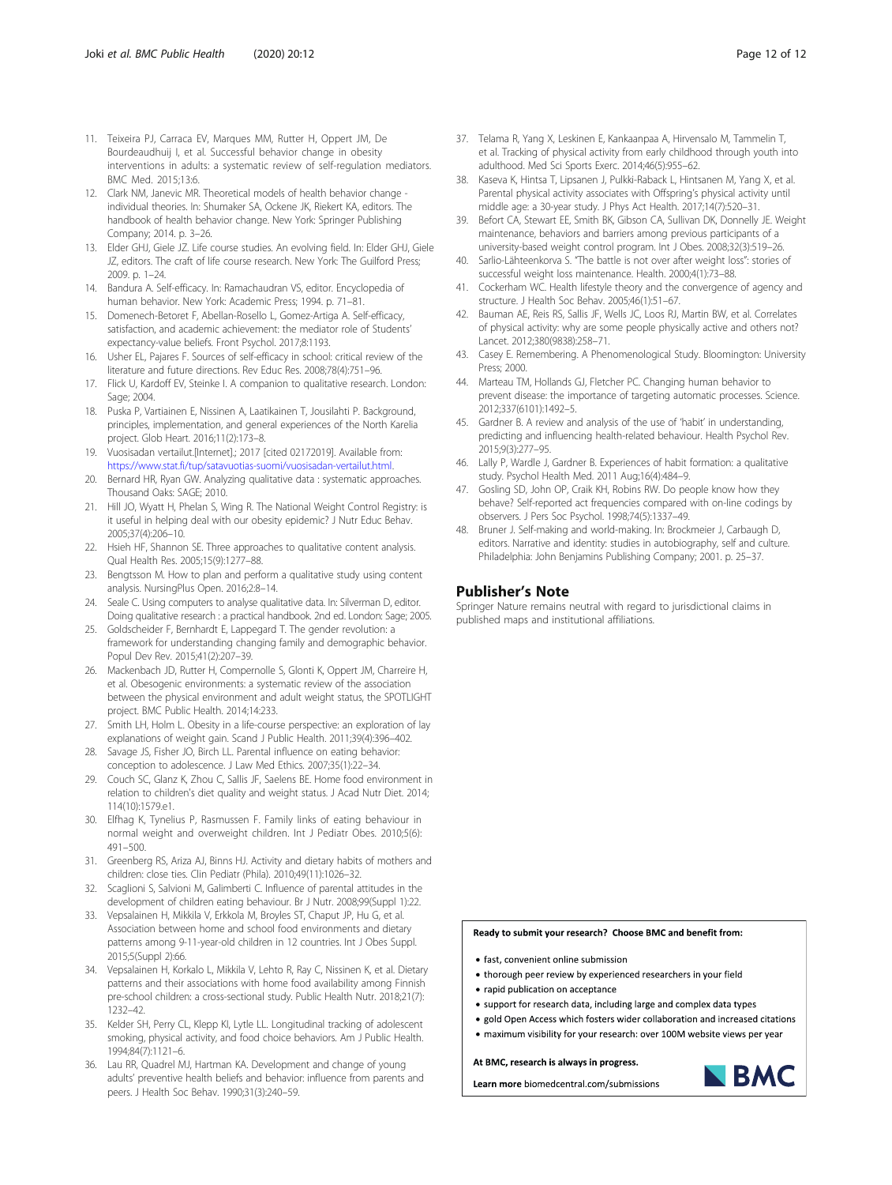11. Teixeira PJ, Carraca EV, Marques MM, Rutter H, Oppert JM, De Bourdeaudhuij I, et al. Successful behavior change in obesity interventions in adults: a systematic review of self-regulation mediators. BMC Med. 2015;13:6.
12. Clark NM, Janevic MR. Theoretical models of health behavior change - individual theories. In: Shumaker SA, Ockene JK, Riekert KA, editors. The handbook of health behavior change. New York: Springer Publishing Company; 2014. p. 3–26.
13. Elder GHJ, Giele JZ. Life course studies. An evolving field. In: Elder GHJ, Giele JZ, editors. The craft of life course research. New York: The Guilford Press; 2009. p. 1–24.
14. Bandura A. Self-efficacy. In: Ramachaudran VS, editor. Encyclopedia of human behavior. New York: Academic Press; 1994. p. 71–81.
15. Domenech-Betoret F, Abellan-Rosello L, Gomez-Artiga A. Self-efficacy, satisfaction, and academic achievement: the mediator role of Students' expectancy-value beliefs. Front Psychol. 2017;8:1193.
16. Usher EL, Pajares F. Sources of self-efficacy in school: critical review of the literature and future directions. Rev Educ Res. 2008;78(4):751–96.
17. Flick U, Kardoff EV, Steinke I. A companion to qualitative research. London: Sage; 2004.
18. Puska P, Vartiainen E, Nissinen A, Laatikainen T, Jousilahti P. Background, principles, implementation, and general experiences of the North Karelia project. Glob Heart. 2016;11(2):173–8.
19. Vuosisadan vertailut.[Internet].; 2017 [cited 02172019]. Available from: https://www.stat.fi/tup/satavuotias-suomi/vuosisadan-vertailut.html.
20. Bernard HR, Ryan GW. Analyzing qualitative data : systematic approaches. Thousand Oaks: SAGE; 2010.
21. Hill JO, Wyatt H, Phelan S, Wing R. The National Weight Control Registry: is it useful in helping deal with our obesity epidemic? J Nutr Educ Behav. 2005;37(4):206–10.
22. Hsieh HF, Shannon SE. Three approaches to qualitative content analysis. Qual Health Res. 2005;15(9):1277–88.
23. Bengtsson M. How to plan and perform a qualitative study using content analysis. NursingPlus Open. 2016;2:8–14.
24. Seale C. Using computers to analyse qualitative data. In: Silverman D, editor. Doing qualitative research : a practical handbook. 2nd ed. London: Sage; 2005.
25. Goldscheider F, Bernhardt E, Lappegard T. The gender revolution: a framework for understanding changing family and demographic behavior. Popul Dev Rev. 2015;41(2):207–39.
26. Mackenbach JD, Rutter H, Compernolle S, Glonti K, Oppert JM, Charreire H, et al. Obesogenic environments: a systematic review of the association between the physical environment and adult weight status, the SPOTLIGHT project. BMC Public Health. 2014;14:233.
27. Smith LH, Holm L. Obesity in a life-course perspective: an exploration of lay explanations of weight gain. Scand J Public Health. 2011;39(4):396–402.
28. Savage JS, Fisher JO, Birch LL. Parental influence on eating behavior: conception to adolescence. J Law Med Ethics. 2007;35(1):22–34.
29. Couch SC, Glanz K, Zhou C, Sallis JF, Saelens BE. Home food environment in relation to children's diet quality and weight status. J Acad Nutr Diet. 2014; 114(10):1579.e1.
30. Elfhag K, Tynelius P, Rasmussen F. Family links of eating behaviour in normal weight and overweight children. Int J Pediatr Obes. 2010;5(6): 491–500.
31. Greenberg RS, Ariza AJ, Binns HJ. Activity and dietary habits of mothers and children: close ties. Clin Pediatr (Phila). 2010;49(11):1026–32.
32. Scaglioni S, Salvioni M, Galimberti C. Influence of parental attitudes in the development of children eating behaviour. Br J Nutr. 2008;99(Suppl 1):22.
33. Vepsalainen H, Mikkila V, Erkkola M, Broyles ST, Chaput JP, Hu G, et al. Association between home and school food environments and dietary patterns among 9-11-year-old children in 12 countries. Int J Obes Suppl. 2015;5(Suppl 2):66.
34. Vepsalainen H, Korkalo L, Mikkila V, Lehto R, Ray C, Nissinen K, et al. Dietary patterns and their associations with home food availability among Finnish pre-school children: a cross-sectional study. Public Health Nutr. 2018;21(7): 1232–42.
35. Kelder SH, Perry CL, Klepp KI, Lytle LL. Longitudinal tracking of adolescent smoking, physical activity, and food choice behaviors. Am J Public Health. 1994;84(7):1121–6.
36. Lau RR, Quadrel MJ, Hartman KA. Development and change of young adults' preventive health beliefs and behavior: influence from parents and peers. J Health Soc Behav. 1990;31(3):240–59.
37. Telama R, Yang X, Leskinen E, Kankaanpaa A, Hirvensalo M, Tammelin T, et al. Tracking of physical activity from early childhood through youth into adulthood. Med Sci Sports Exerc. 2014;46(5):955–62.
38. Kaseva K, Hintsa T, Lipsanen J, Pulkki-Raback L, Hintsanen M, Yang X, et al. Parental physical activity associates with Offspring's physical activity until middle age: a 30-year study. J Phys Act Health. 2017;14(7):520–31.
39. Befort CA, Stewart EE, Smith BK, Gibson CA, Sullivan DK, Donnelly JE. Weight maintenance, behaviors and barriers among previous participants of a university-based weight control program. Int J Obes. 2008;32(3):519–26.
40. Sarlio-Lähteenkorva S. "The battle is not over after weight loss": stories of successful weight loss maintenance. Health. 2000;4(1):73–88.
41. Cockerham WC. Health lifestyle theory and the convergence of agency and structure. J Health Soc Behav. 2005;46(1):51–67.
42. Bauman AE, Reis RS, Sallis JF, Wells JC, Loos RJ, Martin BW, et al. Correlates of physical activity: why are some people physically active and others not? Lancet. 2012;380(9838):258–71.
43. Casey E. Remembering. A Phenomenological Study. Bloomington: University Press; 2000.
44. Marteau TM, Hollands GJ, Fletcher PC. Changing human behavior to prevent disease: the importance of targeting automatic processes. Science. 2012;337(6101):1492–5.
45. Gardner B. A review and analysis of the use of 'habit' in understanding, predicting and influencing health-related behaviour. Health Psychol Rev. 2015;9(3):277–95.
46. Lally P, Wardle J, Gardner B. Experiences of habit formation: a qualitative study. Psychol Health Med. 2011 Aug;16(4):484–9.
47. Gosling SD, John OP, Craik KH, Robins RW. Do people know how they behave? Self-reported act frequencies compared with on-line codings by observers. J Pers Soc Psychol. 1998;74(5):1337–49.
48. Bruner J. Self-making and world-making. In: Brockmeier J, Carbaugh D, editors. Narrative and identity: studies in autobiography, self and culture. Philadelphia: John Benjamins Publishing Company; 2001. p. 25–37.

## Publisher's Note

Springer Nature remains neutral with regard to jurisdictional claims in published maps and institutional affiliations.

**Ready to submit your research? Choose BMC and benefit from:**

- fast, convenient online submission
- thorough peer review by experienced researchers in your field
- rapid publication on acceptance
- support for research data, including large and complex data types
- gold Open Access which fosters wider collaboration and increased citations
- maximum visibility for your research: over 100M website views per year

**At BMC, research is always in progress.**

**Learn more** biomedcentral.com/submissions

BMC